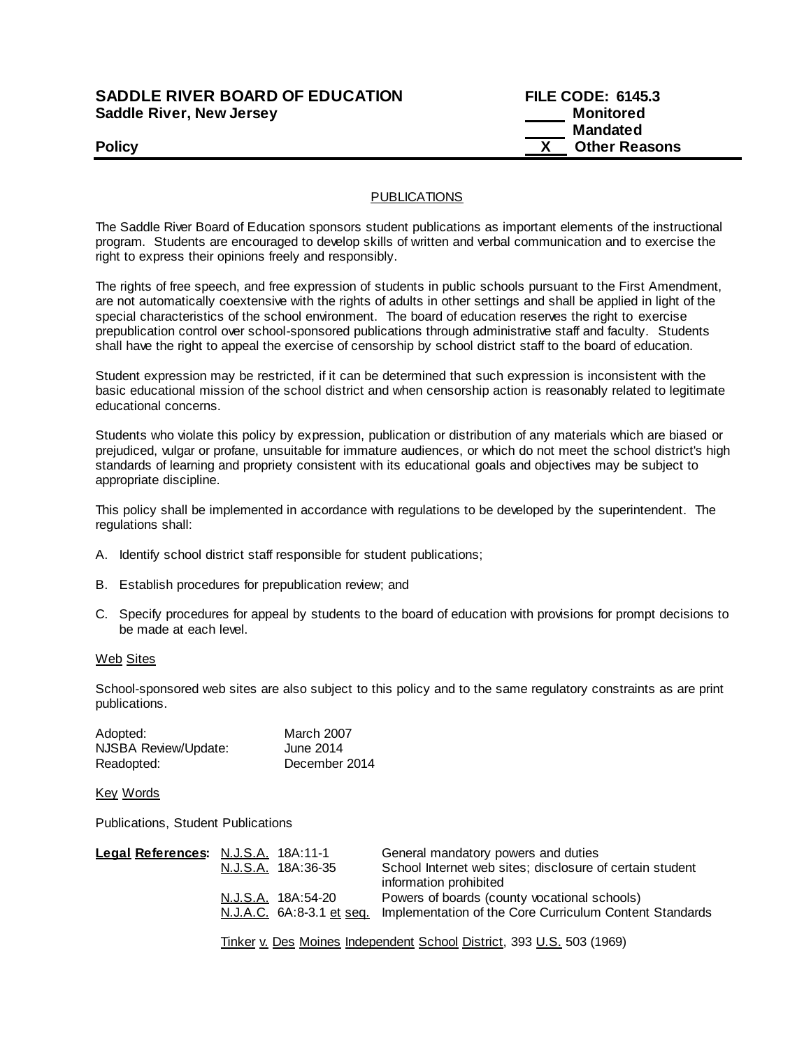**SADDLE RIVER BOARD OF EDUCATION**
**Saddle River, New Jersey**

**FILE CODE: 6145.3**
**\_\_\_\_\_ Monitored**
**\_\_\_\_\_ Mandated**
**\_\_X\_\_ Other Reasons**

**Policy**

---

PUBLICATIONS

The Saddle River Board of Education sponsors student publications as important elements of the instructional program. Students are encouraged to develop skills of written and verbal communication and to exercise the right to express their opinions freely and responsibly.

The rights of free speech, and free expression of students in public schools pursuant to the First Amendment, are not automatically coextensive with the rights of adults in other settings and shall be applied in light of the special characteristics of the school environment. The board of education reserves the right to exercise prepublication control over school-sponsored publications through administrative staff and faculty. Students shall have the right to appeal the exercise of censorship by school district staff to the board of education.

Student expression may be restricted, if it can be determined that such expression is inconsistent with the basic educational mission of the school district and when censorship action is reasonably related to legitimate educational concerns.

Students who violate this policy by expression, publication or distribution of any materials which are biased or prejudiced, vulgar or profane, unsuitable for immature audiences, or which do not meet the school district's high standards of learning and propriety consistent with its educational goals and objectives may be subject to appropriate discipline.

This policy shall be implemented in accordance with regulations to be developed by the superintendent. The regulations shall:

A. Identify school district staff responsible for student publications;

B. Establish procedures for prepublication review; and

C. Specify procedures for appeal by students to the board of education with provisions for prompt decisions to be made at each level.

Web Sites

School-sponsored web sites are also subject to this policy and to the same regulatory constraints as are print publications.

Adopted: March 2007
NJSBA Review/Update: June 2014
Readopted: December 2014

Key Words

Publications, Student Publications

**Legal References:**

| | |
|---|---|
| N.J.S.A. 18A:11-1 | General mandatory powers and duties |
| N.J.S.A. 18A:36-35 | School Internet web sites; disclosure of certain student information prohibited |
| N.J.S.A. 18A:54-20 | Powers of boards (county vocational schools) |
| N.J.A.C. 6A:8-3.1 et seq. | Implementation of the Core Curriculum Content Standards |

Tinker v. Des Moines Independent School District, 393 U.S. 503 (1969)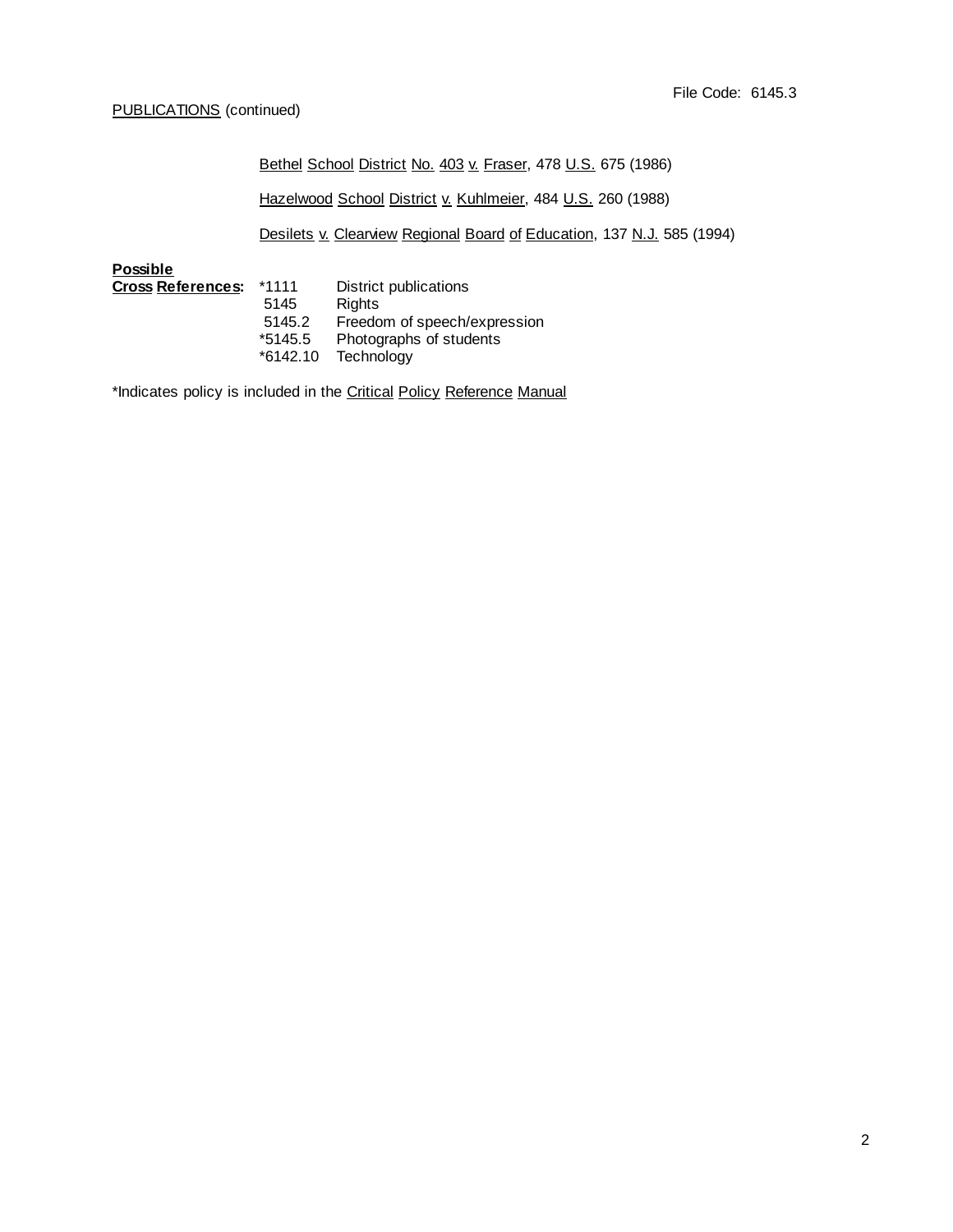File Code: 6145.3

PUBLICATIONS (continued)

Bethel School District No. 403 v. Fraser, 478 U.S. 675 (1986)

Hazelwood School District v. Kuhlmeier, 484 U.S. 260 (1988)

Desilets v. Clearview Regional Board of Education, 137 N.J. 585 (1994)

**Possible Cross References:**

| | |
|---|---|
| *1111 | District publications |
| 5145 | Rights |
| 5145.2 | Freedom of speech/expression |
| *5145.5 | Photographs of students |
| *6142.10 | Technology |

*Indicates policy is included in the Critical Policy Reference Manual